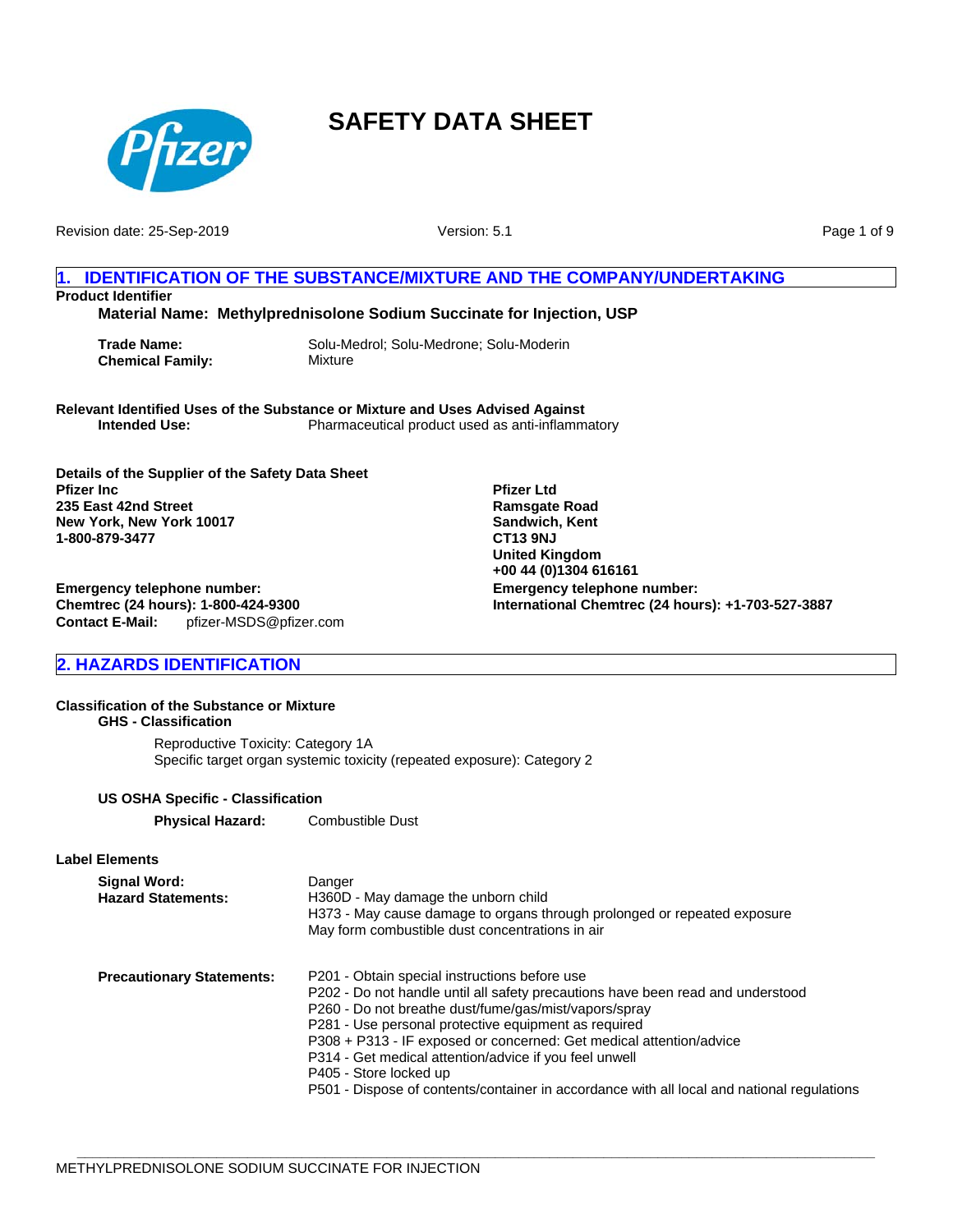# SAFETY DATA SHEET

Revision date: 25-Sep-2019

Version: 5.1

## 1. IDENTIFICATION OF THE SUBSTANCE/MIXTURE AND THE COMPANY/UNDERTAKING

**Product Identifier**

**Material Name: Methylprednisolone Sodium Succinate for Injection, USP**

**Trade Name:** Solu-Medrol; Solu-Medrone; Solu-Moderin
**Chemical Family:** Mixture

**Relevant Identified Uses of the Substance or Mixture and Uses Advised Against**
**Intended Use:** Pharmaceutical product used as anti-inflammatory

**Details of the Supplier of the Safety Data Sheet**

**Pfizer Inc**
**235 East 42nd Street**
**New York, New York 10017**
**1-800-879-3477**

**Emergency telephone number:**
**Chemtrec (24 hours): 1-800-424-9300**
**Contact E-Mail:** pfizer-MSDS@pfizer.com

**Pfizer Ltd**
**Ramsgate Road**
**Sandwich, Kent**
**CT13 9NJ**
**United Kingdom**
**+00 44 (0)1304 616161**

**Emergency telephone number:**
**International Chemtrec (24 hours): +1-703-527-3887**

## 2. HAZARDS IDENTIFICATION

**Classification of the Substance or Mixture**

**GHS - Classification**

Reproductive Toxicity: Category 1A
Specific target organ systemic toxicity (repeated exposure): Category 2

**US OSHA Specific - Classification**

**Physical Hazard:** Combustible Dust

**Label Elements**

**Signal Word:** Danger

**Hazard Statements:**
H360D - May damage the unborn child
H373 - May cause damage to organs through prolonged or repeated exposure
May form combustible dust concentrations in air

**Precautionary Statements:**
P201 - Obtain special instructions before use
P202 - Do not handle until all safety precautions have been read and understood
P260 - Do not breathe dust/fume/gas/mist/vapors/spray
P281 - Use personal protective equipment as required
P308 + P313 - IF exposed or concerned: Get medical attention/advice
P314 - Get medical attention/advice if you feel unwell
P405 - Store locked up
P501 - Dispose of contents/container in accordance with all local and national regulations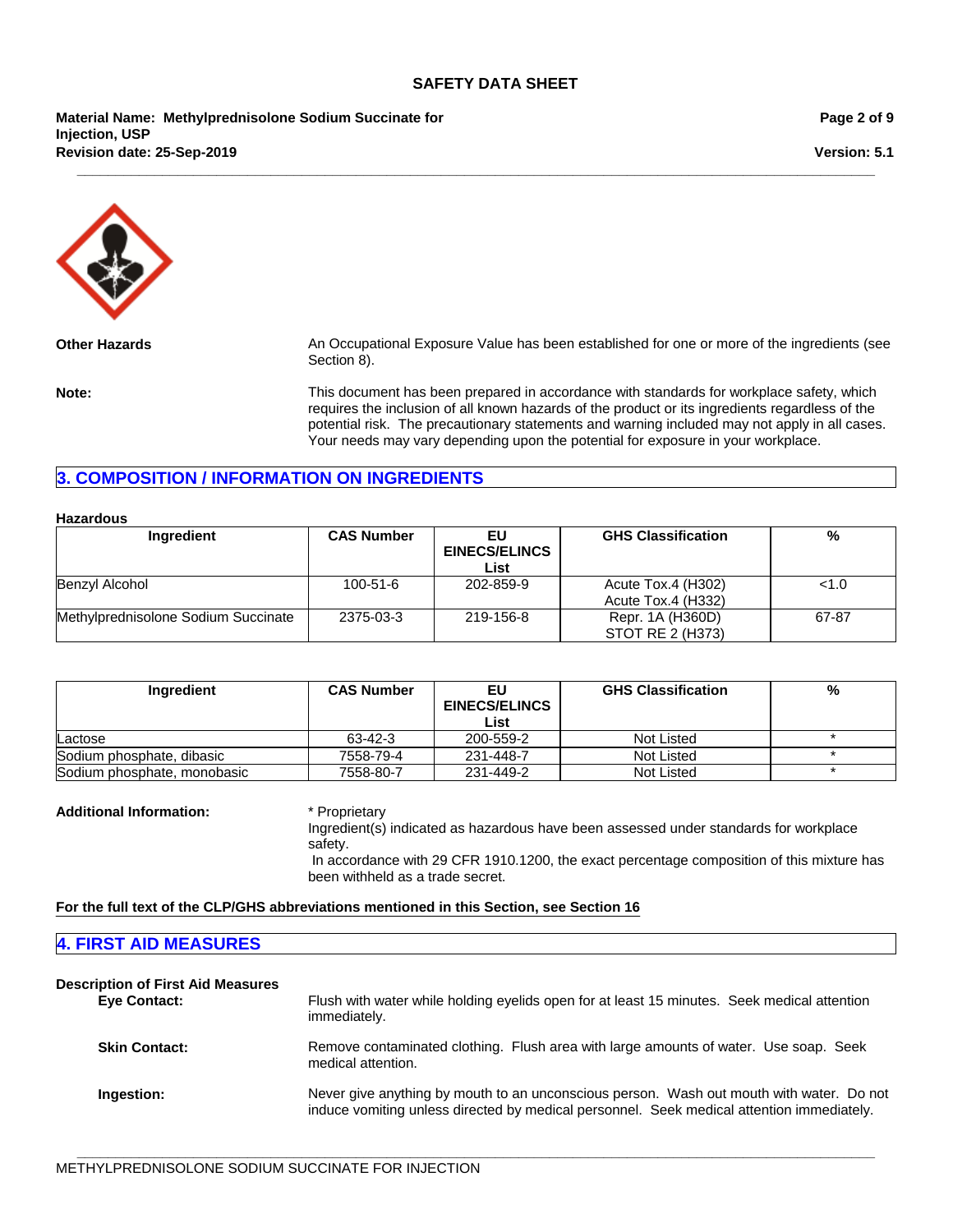**Other Hazards**

An Occupational Exposure Value has been established for one or more of the ingredients (see Section 8).

**Note:**

This document has been prepared in accordance with standards for workplace safety, which requires the inclusion of all known hazards of the product or its ingredients regardless of the potential risk. The precautionary statements and warning included may not apply in all cases. Your needs may vary depending upon the potential for exposure in your workplace.

## 3. COMPOSITION / INFORMATION ON INGREDIENTS

**Hazardous**

| Ingredient | CAS Number | EU EINECS/ELINCS List | GHS Classification | % |
|---|---|---|---|---|
| Benzyl Alcohol | 100-51-6 | 202-859-9 | Acute Tox.4 (H302)<br>Acute Tox.4 (H332) | <1.0 |
| Methylprednisolone Sodium Succinate | 2375-03-3 | 219-156-8 | Repr. 1A (H360D)<br>STOT RE 2 (H373) | 67-87 |

| Ingredient | CAS Number | EU EINECS/ELINCS List | GHS Classification | % |
|---|---|---|---|---|
| Lactose | 63-42-3 | 200-559-2 | Not Listed | * |
| Sodium phosphate, dibasic | 7558-79-4 | 231-448-7 | Not Listed | * |
| Sodium phosphate, monobasic | 7558-80-7 | 231-449-2 | Not Listed | * |

**Additional Information:**

* Proprietary
Ingredient(s) indicated as hazardous have been assessed under standards for workplace safety.
In accordance with 29 CFR 1910.1200, the exact percentage composition of this mixture has been withheld as a trade secret.

**For the full text of the CLP/GHS abbreviations mentioned in this Section, see Section 16**

## 4. FIRST AID MEASURES

**Description of First Aid Measures**

**Eye Contact:** Flush with water while holding eyelids open for at least 15 minutes. Seek medical attention immediately.

**Skin Contact:** Remove contaminated clothing. Flush area with large amounts of water. Use soap. Seek medical attention.

**Ingestion:** Never give anything by mouth to an unconscious person. Wash out mouth with water. Do not induce vomiting unless directed by medical personnel. Seek medical attention immediately.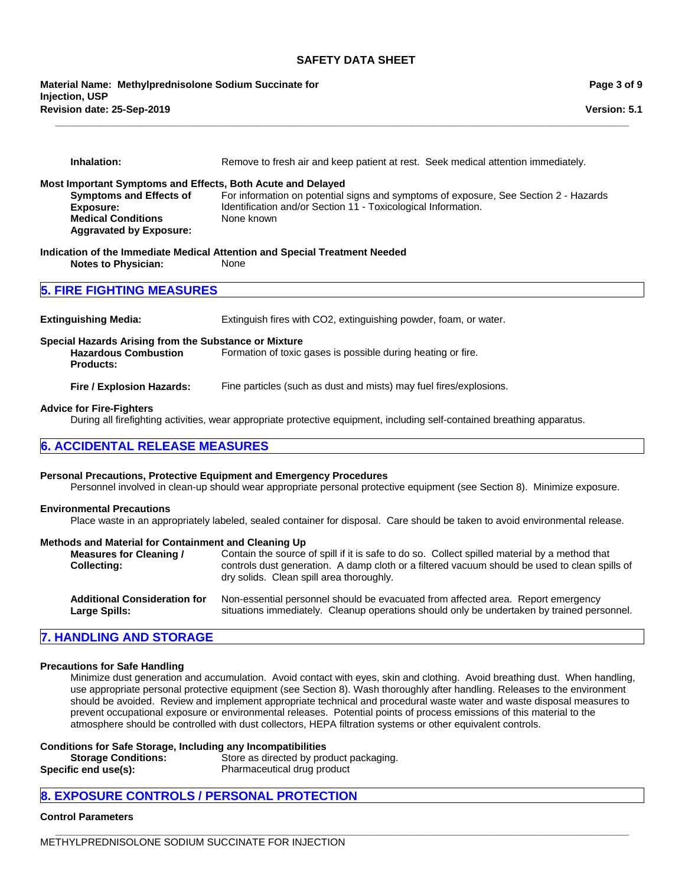**Inhalation:** Remove to fresh air and keep patient at rest. Seek medical attention immediately.

**Most Important Symptoms and Effects, Both Acute and Delayed**

**Symptoms and Effects of Exposure:** For information on potential signs and symptoms of exposure, See Section 2 - Hazards Identification and/or Section 11 - Toxicological Information.

**Medical Conditions Aggravated by Exposure:** None known

**Indication of the Immediate Medical Attention and Special Treatment Needed**

**Notes to Physician:** None

## 5. FIRE FIGHTING MEASURES

**Extinguishing Media:** Extinguish fires with CO2, extinguishing powder, foam, or water.

**Special Hazards Arising from the Substance or Mixture**

**Hazardous Combustion Products:** Formation of toxic gases is possible during heating or fire.

**Fire / Explosion Hazards:** Fine particles (such as dust and mists) may fuel fires/explosions.

**Advice for Fire-Fighters**

During all firefighting activities, wear appropriate protective equipment, including self-contained breathing apparatus.

## 6. ACCIDENTAL RELEASE MEASURES

**Personal Precautions, Protective Equipment and Emergency Procedures**

Personnel involved in clean-up should wear appropriate personal protective equipment (see Section 8). Minimize exposure.

**Environmental Precautions**

Place waste in an appropriately labeled, sealed container for disposal. Care should be taken to avoid environmental release.

**Methods and Material for Containment and Cleaning Up**

**Measures for Cleaning / Collecting:** Contain the source of spill if it is safe to do so. Collect spilled material by a method that controls dust generation. A damp cloth or a filtered vacuum should be used to clean spills of dry solids. Clean spill area thoroughly.

**Additional Consideration for Large Spills:** Non-essential personnel should be evacuated from affected area. Report emergency situations immediately. Cleanup operations should only be undertaken by trained personnel.

## 7. HANDLING AND STORAGE

**Precautions for Safe Handling**

Minimize dust generation and accumulation. Avoid contact with eyes, skin and clothing. Avoid breathing dust. When handling, use appropriate personal protective equipment (see Section 8). Wash thoroughly after handling. Releases to the environment should be avoided. Review and implement appropriate technical and procedural waste water and waste disposal measures to prevent occupational exposure or environmental releases. Potential points of process emissions of this material to the atmosphere should be controlled with dust collectors, HEPA filtration systems or other equivalent controls.

**Conditions for Safe Storage, Including any Incompatibilities**

**Storage Conditions:** Store as directed by product packaging.

**Specific end use(s):** Pharmaceutical drug product

## 8. EXPOSURE CONTROLS / PERSONAL PROTECTION

**Control Parameters**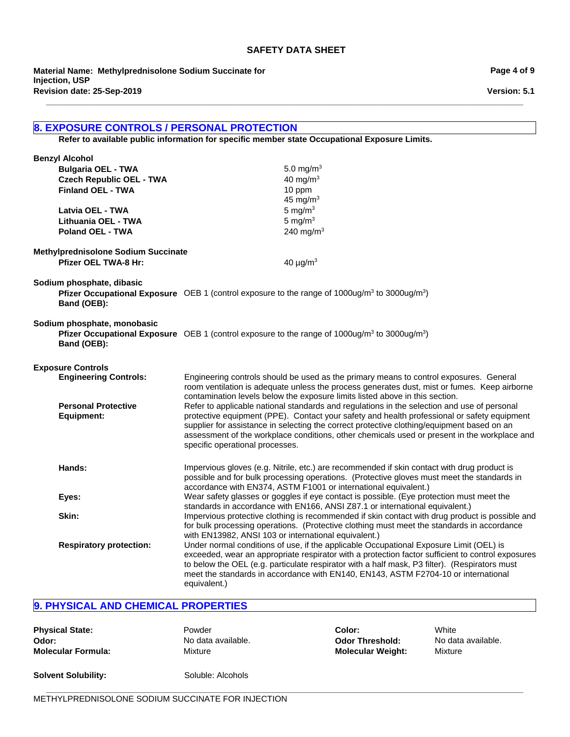## 8. EXPOSURE CONTROLS / PERSONAL PROTECTION

**Refer to available public information for specific member state Occupational Exposure Limits.**

**Benzyl Alcohol**

| | |
|---|---|
| **Bulgaria OEL - TWA** | 5.0 mg/m$^3$ |
| **Czech Republic OEL - TWA** | 40 mg/m$^3$ |
| **Finland OEL - TWA** | 10 ppm<br>45 mg/m$^3$ |
| **Latvia OEL - TWA** | 5 mg/m$^3$ |
| **Lithuania OEL - TWA** | 5 mg/m$^3$ |
| **Poland OEL - TWA** | 240 mg/m$^3$ |

**Methylprednisolone Sodium Succinate**

| | |
|---|---|
| **Pfizer OEL TWA-8 Hr:** | 40 µg/m$^3$ |

**Sodium phosphate, dibasic**

**Pfizer Occupational Exposure Band (OEB):** OEB 1 (control exposure to the range of 1000ug/m$^3$ to 3000ug/m$^3$)

**Sodium phosphate, monobasic**

**Pfizer Occupational Exposure Band (OEB):** OEB 1 (control exposure to the range of 1000ug/m$^3$ to 3000ug/m$^3$)

**Exposure Controls**

**Engineering Controls:** Engineering controls should be used as the primary means to control exposures. General room ventilation is adequate unless the process generates dust, mist or fumes. Keep airborne contamination levels below the exposure limits listed above in this section.

**Personal Protective Equipment:** Refer to applicable national standards and regulations in the selection and use of personal protective equipment (PPE). Contact your safety and health professional or safety equipment supplier for assistance in selecting the correct protective clothing/equipment based on an assessment of the workplace conditions, other chemicals used or present in the workplace and specific operational processes.

**Hands:** Impervious gloves (e.g. Nitrile, etc.) are recommended if skin contact with drug product is possible and for bulk processing operations. (Protective gloves must meet the standards in accordance with EN374, ASTM F1001 or international equivalent.)

**Eyes:** Wear safety glasses or goggles if eye contact is possible. (Eye protection must meet the standards in accordance with EN166, ANSI Z87.1 or international equivalent.)

**Skin:** Impervious protective clothing is recommended if skin contact with drug product is possible and for bulk processing operations. (Protective clothing must meet the standards in accordance with EN13982, ANSI 103 or international equivalent.)

**Respiratory protection:** Under normal conditions of use, if the applicable Occupational Exposure Limit (OEL) is exceeded, wear an appropriate respirator with a protection factor sufficient to control exposures to below the OEL (e.g. particulate respirator with a half mask, P3 filter). (Respirators must meet the standards in accordance with EN140, EN143, ASTM F2704-10 or international equivalent.)

## 9. PHYSICAL AND CHEMICAL PROPERTIES

| | | | |
|---|---|---|---|
| **Physical State:** | Powder | **Color:** | White |
| **Odor:** | No data available. | **Odor Threshold:** | No data available. |
| **Molecular Formula:** | Mixture | **Molecular Weight:** | Mixture |

**Solvent Solubility:** Soluble: Alcohols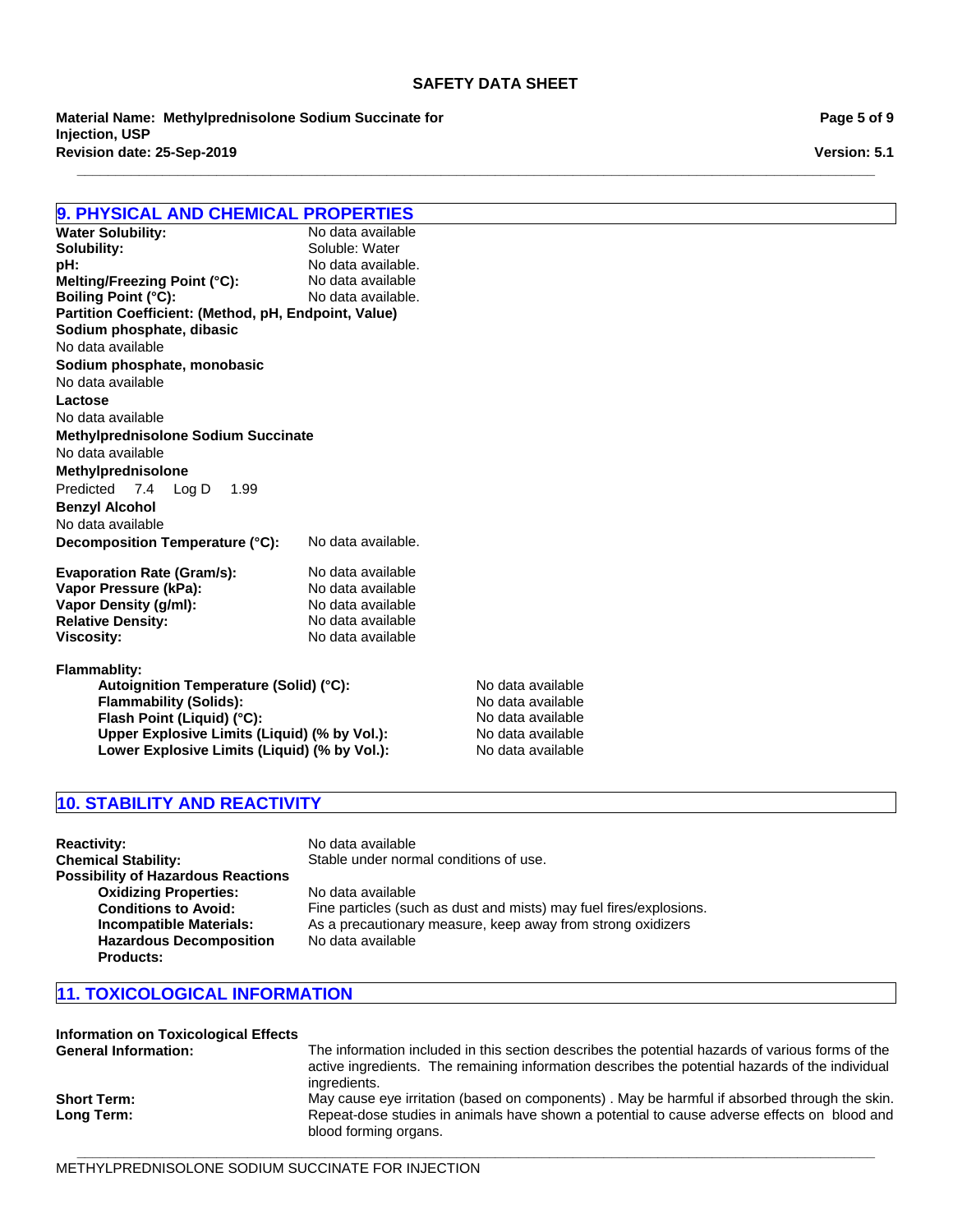## 9. PHYSICAL AND CHEMICAL PROPERTIES

**Water Solubility:** No data available
**Solubility:** Soluble: Water
**pH:** No data available.
**Melting/Freezing Point (°C):** No data available
**Boiling Point (°C):** No data available.
**Partition Coefficient: (Method, pH, Endpoint, Value)**

**Sodium phosphate, dibasic**
No data available

**Sodium phosphate, monobasic**
No data available

**Lactose**
No data available

**Methylprednisolone Sodium Succinate**
No data available

**Methylprednisolone**
Predicted 7.4 Log D 1.99

**Benzyl Alcohol**
No data available

**Decomposition Temperature (°C):** No data available.

**Evaporation Rate (Gram/s):** No data available
**Vapor Pressure (kPa):** No data available
**Vapor Density (g/ml):** No data available
**Relative Density:** No data available
**Viscosity:** No data available

**Flammablity:**

- **Autoignition Temperature (Solid) (°C):** No data available
- **Flammability (Solids):** No data available
- **Flash Point (Liquid) (°C):** No data available
- **Upper Explosive Limits (Liquid) (% by Vol.):** No data available
- **Lower Explosive Limits (Liquid) (% by Vol.):** No data available

## 10. STABILITY AND REACTIVITY

**Reactivity:** No data available
**Chemical Stability:** Stable under normal conditions of use.
**Possibility of Hazardous Reactions**

- **Oxidizing Properties:** No data available
- **Conditions to Avoid:** Fine particles (such as dust and mists) may fuel fires/explosions.
- **Incompatible Materials:** As a precautionary measure, keep away from strong oxidizers
- **Hazardous Decomposition Products:** No data available

## 11. TOXICOLOGICAL INFORMATION

**Information on Toxicological Effects**

**General Information:** The information included in this section describes the potential hazards of various forms of the active ingredients. The remaining information describes the potential hazards of the individual ingredients.

**Short Term:** May cause eye irritation (based on components) . May be harmful if absorbed through the skin.

**Long Term:** Repeat-dose studies in animals have shown a potential to cause adverse effects on blood and blood forming organs.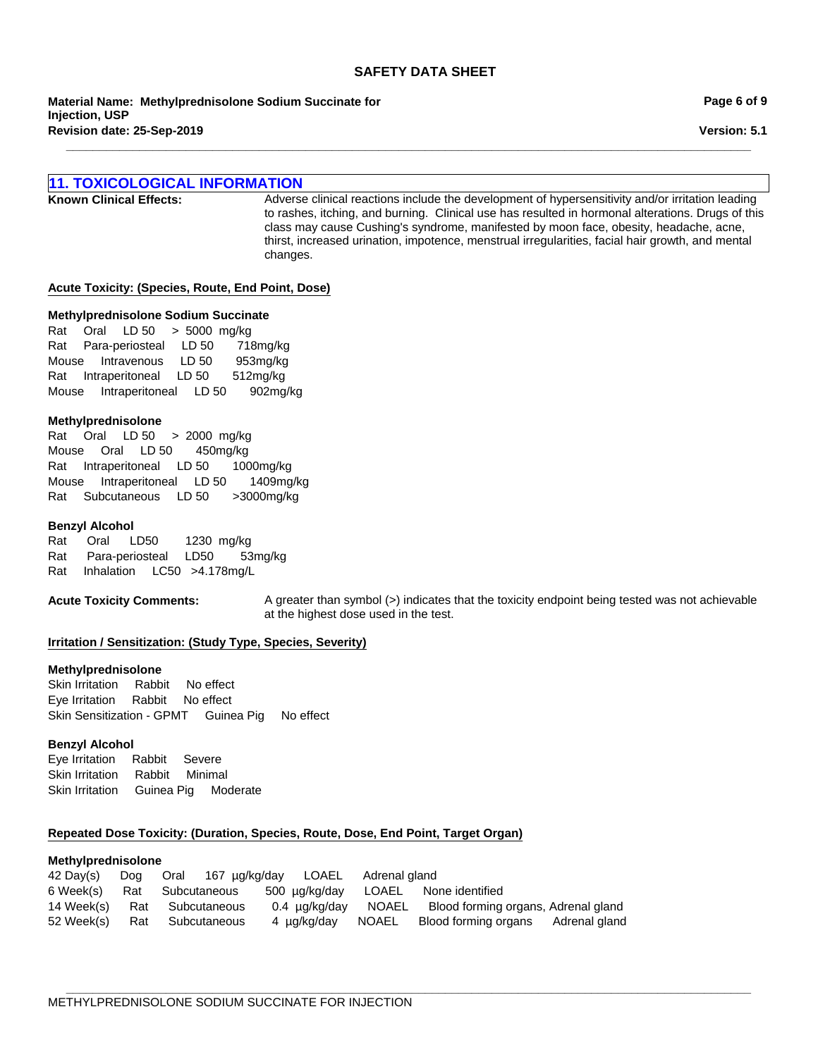## 11. TOXICOLOGICAL INFORMATION

**Known Clinical Effects:** Adverse clinical reactions include the development of hypersensitivity and/or irritation leading to rashes, itching, and burning. Clinical use has resulted in hormonal alterations. Drugs of this class may cause Cushing's syndrome, manifested by moon face, obesity, headache, acne, thirst, increased urination, impotence, menstrual irregularities, facial hair growth, and mental changes.

**Acute Toxicity: (Species, Route, End Point, Dose)**

**Methylprednisolone Sodium Succinate**

Rat Oral LD 50 > 5000 mg/kg
Rat Para-periosteal LD 50 718mg/kg
Mouse Intravenous LD 50 953mg/kg
Rat Intraperitoneal LD 50 512mg/kg
Mouse Intraperitoneal LD 50 902mg/kg

**Methylprednisolone**

Rat Oral LD 50 > 2000 mg/kg
Mouse Oral LD 50 450mg/kg
Rat Intraperitoneal LD 50 1000mg/kg
Mouse Intraperitoneal LD 50 1409mg/kg
Rat Subcutaneous LD 50 >3000mg/kg

**Benzyl Alcohol**

Rat Oral LD50 1230 mg/kg
Rat Para-periosteal LD50 53mg/kg
Rat Inhalation LC50 >4.178mg/L

**Acute Toxicity Comments:** A greater than symbol (>) indicates that the toxicity endpoint being tested was not achievable at the highest dose used in the test.

**Irritation / Sensitization: (Study Type, Species, Severity)**

**Methylprednisolone**

Skin Irritation Rabbit No effect
Eye Irritation Rabbit No effect
Skin Sensitization - GPMT Guinea Pig No effect

**Benzyl Alcohol**

Eye Irritation Rabbit Severe
Skin Irritation Rabbit Minimal
Skin Irritation Guinea Pig Moderate

**Repeated Dose Toxicity: (Duration, Species, Route, Dose, End Point, Target Organ)**

**Methylprednisolone**

42 Day(s) Dog Oral 167 µg/kg/day LOAEL Adrenal gland
6 Week(s) Rat Subcutaneous 500 µg/kg/day LOAEL None identified
14 Week(s) Rat Subcutaneous 0.4 µg/kg/day NOAEL Blood forming organs, Adrenal gland
52 Week(s) Rat Subcutaneous 4 µg/kg/day NOAEL Blood forming organs Adrenal gland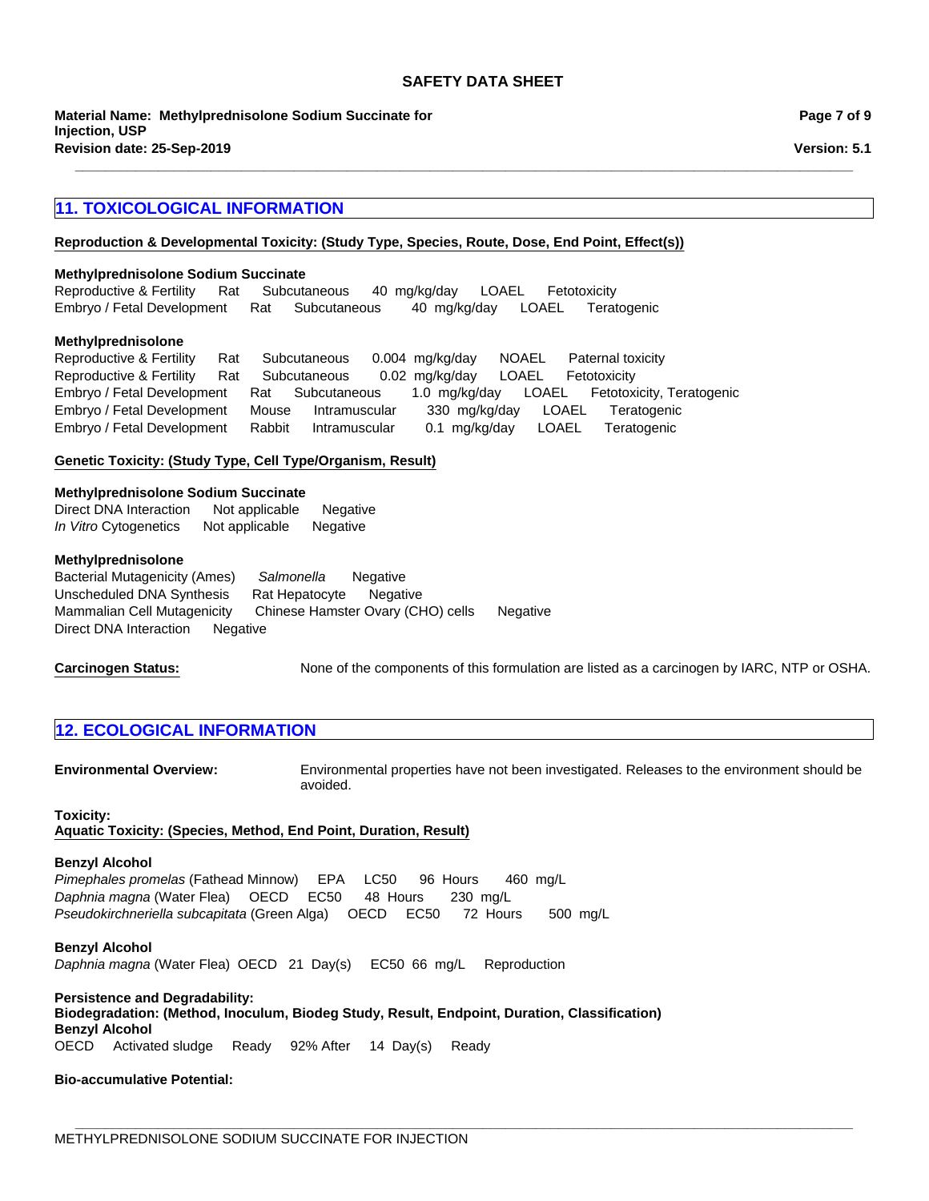## 11. TOXICOLOGICAL INFORMATION

**Reproduction & Developmental Toxicity: (Study Type, Species, Route, Dose, End Point, Effect(s))**

**Methylprednisolone Sodium Succinate**

| | | | | | |
|---|---|---|---|---|---|
| Reproductive & Fertility | Rat | Subcutaneous | 40 mg/kg/day | LOAEL | Fetotoxicity |
| Embryo / Fetal Development | Rat | Subcutaneous | 40 mg/kg/day | LOAEL | Teratogenic |

**Methylprednisolone**

| | | | | | |
|---|---|---|---|---|---|
| Reproductive & Fertility | Rat | Subcutaneous | 0.004 mg/kg/day | NOAEL | Paternal toxicity |
| Reproductive & Fertility | Rat | Subcutaneous | 0.02 mg/kg/day | LOAEL | Fetotoxicity |
| Embryo / Fetal Development | Rat | Subcutaneous | 1.0 mg/kg/day | LOAEL | Fetotoxicity, Teratogenic |
| Embryo / Fetal Development | Mouse | Intramuscular | 330 mg/kg/day | LOAEL | Teratogenic |
| Embryo / Fetal Development | Rabbit | Intramuscular | 0.1 mg/kg/day | LOAEL | Teratogenic |

**Genetic Toxicity: (Study Type, Cell Type/Organism, Result)**

**Methylprednisolone Sodium Succinate**

| | | |
|---|---|---|
| Direct DNA Interaction | Not applicable | Negative |
| *In Vitro* Cytogenetics | Not applicable | Negative |

**Methylprednisolone**

| | | |
|---|---|---|
| Bacterial Mutagenicity (Ames) | *Salmonella* | Negative |
| Unscheduled DNA Synthesis | Rat Hepatocyte | Negative |
| Mammalian Cell Mutagenicity | Chinese Hamster Ovary (CHO) cells | Negative |
| Direct DNA Interaction | Negative | |

**Carcinogen Status:** None of the components of this formulation are listed as a carcinogen by IARC, NTP or OSHA.

## 12. ECOLOGICAL INFORMATION

**Environmental Overview:** Environmental properties have not been investigated. Releases to the environment should be avoided.

**Toxicity:**

**Aquatic Toxicity: (Species, Method, End Point, Duration, Result)**

**Benzyl Alcohol**

| | | | | |
|---|---|---|---|---|
| *Pimephales promelas* (Fathead Minnow) | EPA | LC50 | 96 Hours | 460 mg/L |
| *Daphnia magna* (Water Flea) | OECD | EC50 | 48 Hours | 230 mg/L |
| *Pseudokirchneriella subcapitata* (Green Alga) | OECD | EC50 | 72 Hours | 500 mg/L |

**Benzyl Alcohol**

*Daphnia magna* (Water Flea) OECD 21 Day(s) EC50 66 mg/L Reproduction

**Persistence and Degradability:**

**Biodegradation: (Method, Inoculum, Biodeg Study, Result, Endpoint, Duration, Classification)**

**Benzyl Alcohol**

OECD Activated sludge Ready 92% After 14 Day(s) Ready

**Bio-accumulative Potential:**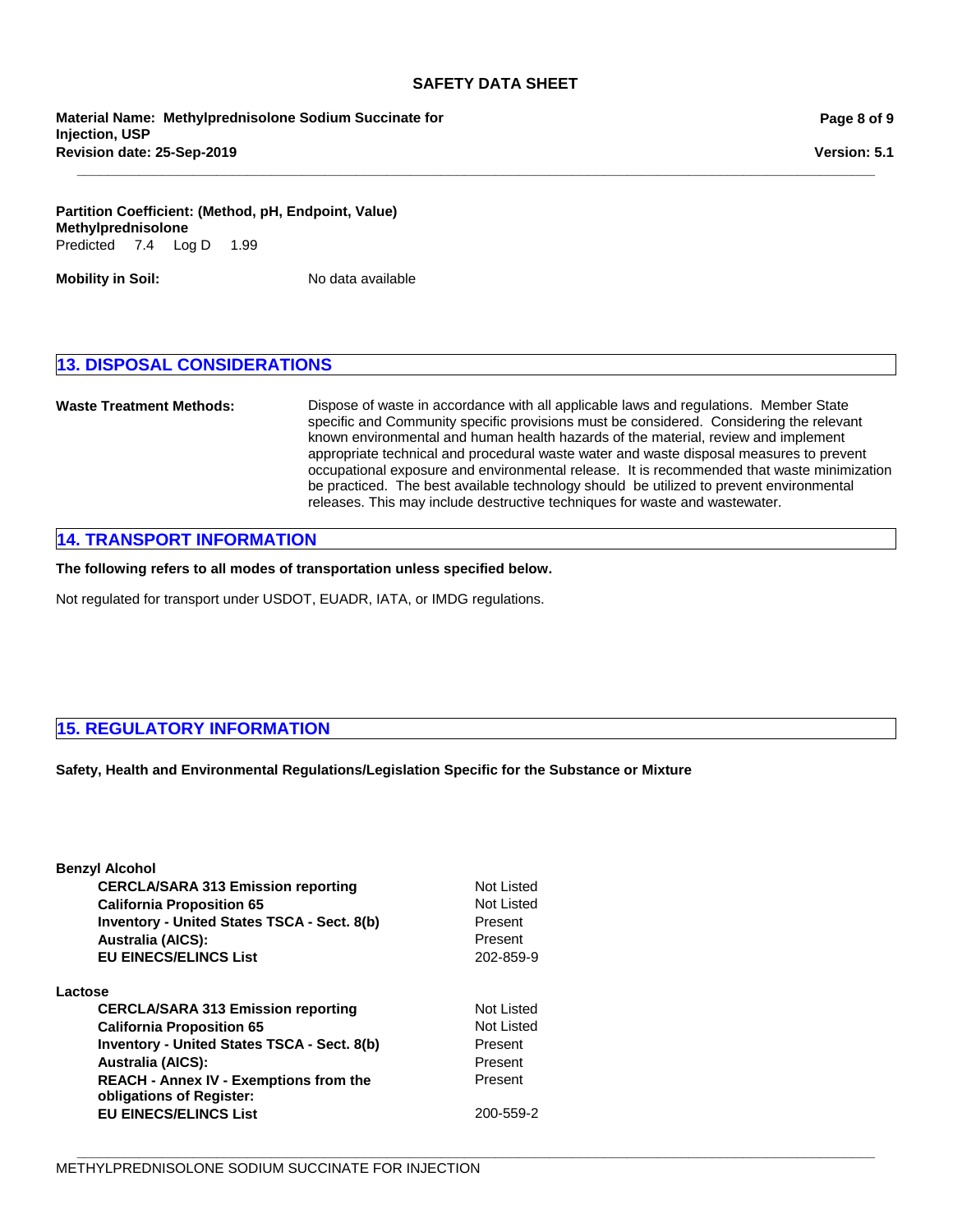**Partition Coefficient: (Method, pH, Endpoint, Value)**
**Methylprednisolone**
Predicted 7.4 Log D 1.99

**Mobility in Soil:** No data available

## 13. DISPOSAL CONSIDERATIONS

**Waste Treatment Methods:** Dispose of waste in accordance with all applicable laws and regulations. Member State specific and Community specific provisions must be considered. Considering the relevant known environmental and human health hazards of the material, review and implement appropriate technical and procedural waste water and waste disposal measures to prevent occupational exposure and environmental release. It is recommended that waste minimization be practiced. The best available technology should be utilized to prevent environmental releases. This may include destructive techniques for waste and wastewater.

## 14. TRANSPORT INFORMATION

**The following refers to all modes of transportation unless specified below.**

Not regulated for transport under USDOT, EUADR, IATA, or IMDG regulations.

## 15. REGULATORY INFORMATION

**Safety, Health and Environmental Regulations/Legislation Specific for the Substance or Mixture**

**Benzyl Alcohol**

| | |
|---|---|
| **CERCLA/SARA 313 Emission reporting** | Not Listed |
| **California Proposition 65** | Not Listed |
| **Inventory - United States TSCA - Sect. 8(b)** | Present |
| **Australia (AICS):** | Present |
| **EU EINECS/ELINCS List** | 202-859-9 |

**Lactose**

| | |
|---|---|
| **CERCLA/SARA 313 Emission reporting** | Not Listed |
| **California Proposition 65** | Not Listed |
| **Inventory - United States TSCA - Sect. 8(b)** | Present |
| **Australia (AICS):** | Present |
| **REACH - Annex IV - Exemptions from the obligations of Register:** | Present |
| **EU EINECS/ELINCS List** | 200-559-2 |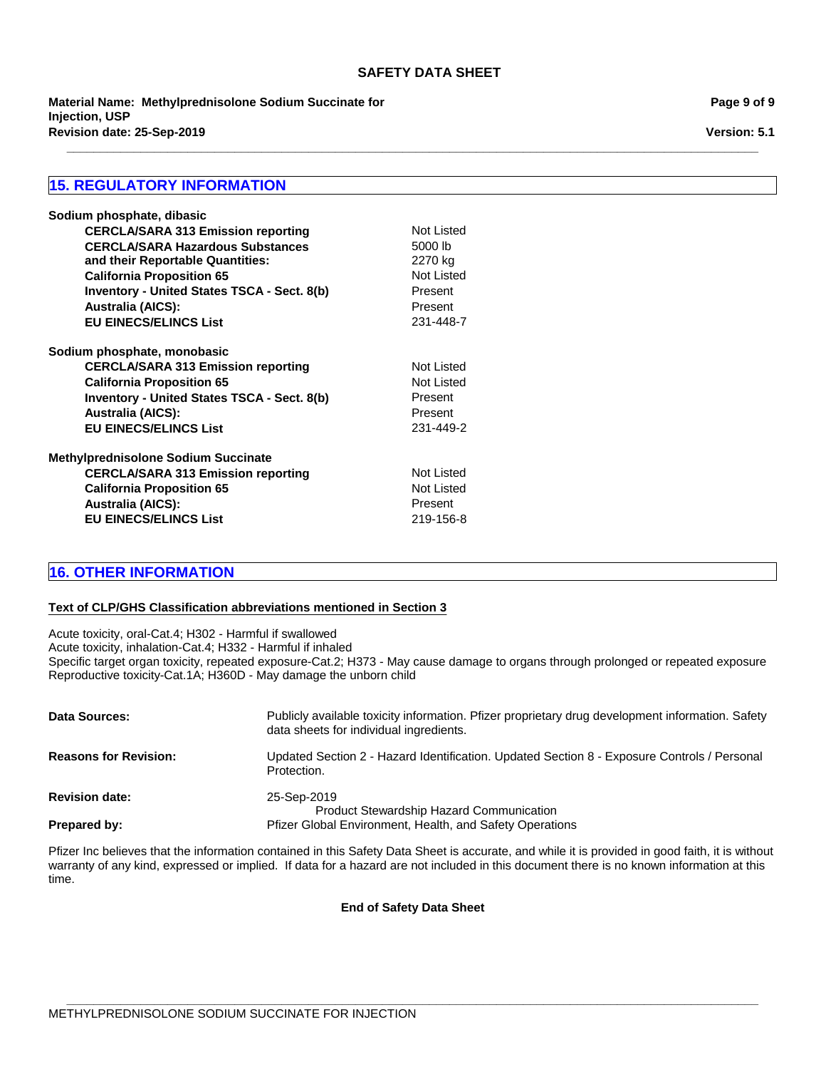## 15. REGULATORY INFORMATION

**Sodium phosphate, dibasic**

| | |
|---|---|
| **CERCLA/SARA 313 Emission reporting** | Not Listed |
| **CERCLA/SARA Hazardous Substances and their Reportable Quantities:** | 5000 lb<br>2270 kg |
| **California Proposition 65** | Not Listed |
| **Inventory - United States TSCA - Sect. 8(b)** | Present |
| **Australia (AICS):** | Present |
| **EU EINECS/ELINCS List** | 231-448-7 |

**Sodium phosphate, monobasic**

| | |
|---|---|
| **CERCLA/SARA 313 Emission reporting** | Not Listed |
| **California Proposition 65** | Not Listed |
| **Inventory - United States TSCA - Sect. 8(b)** | Present |
| **Australia (AICS):** | Present |
| **EU EINECS/ELINCS List** | 231-449-2 |

**Methylprednisolone Sodium Succinate**

| | |
|---|---|
| **CERCLA/SARA 313 Emission reporting** | Not Listed |
| **California Proposition 65** | Not Listed |
| **Australia (AICS):** | Present |
| **EU EINECS/ELINCS List** | 219-156-8 |

## 16. OTHER INFORMATION

**Text of CLP/GHS Classification abbreviations mentioned in Section 3**

Acute toxicity, oral-Cat.4; H302 - Harmful if swallowed
Acute toxicity, inhalation-Cat.4; H332 - Harmful if inhaled
Specific target organ toxicity, repeated exposure-Cat.2; H373 - May cause damage to organs through prolonged or repeated exposure
Reproductive toxicity-Cat.1A; H360D - May damage the unborn child

**Data Sources:** Publicly available toxicity information. Pfizer proprietary drug development information. Safety data sheets for individual ingredients.

**Reasons for Revision:** Updated Section 2 - Hazard Identification. Updated Section 8 - Exposure Controls / Personal Protection.

**Revision date:** 25-Sep-2019

**Prepared by:** Product Stewardship Hazard Communication
Pfizer Global Environment, Health, and Safety Operations

Pfizer Inc believes that the information contained in this Safety Data Sheet is accurate, and while it is provided in good faith, it is without warranty of any kind, expressed or implied. If data for a hazard are not included in this document there is no known information at this time.

**End of Safety Data Sheet**